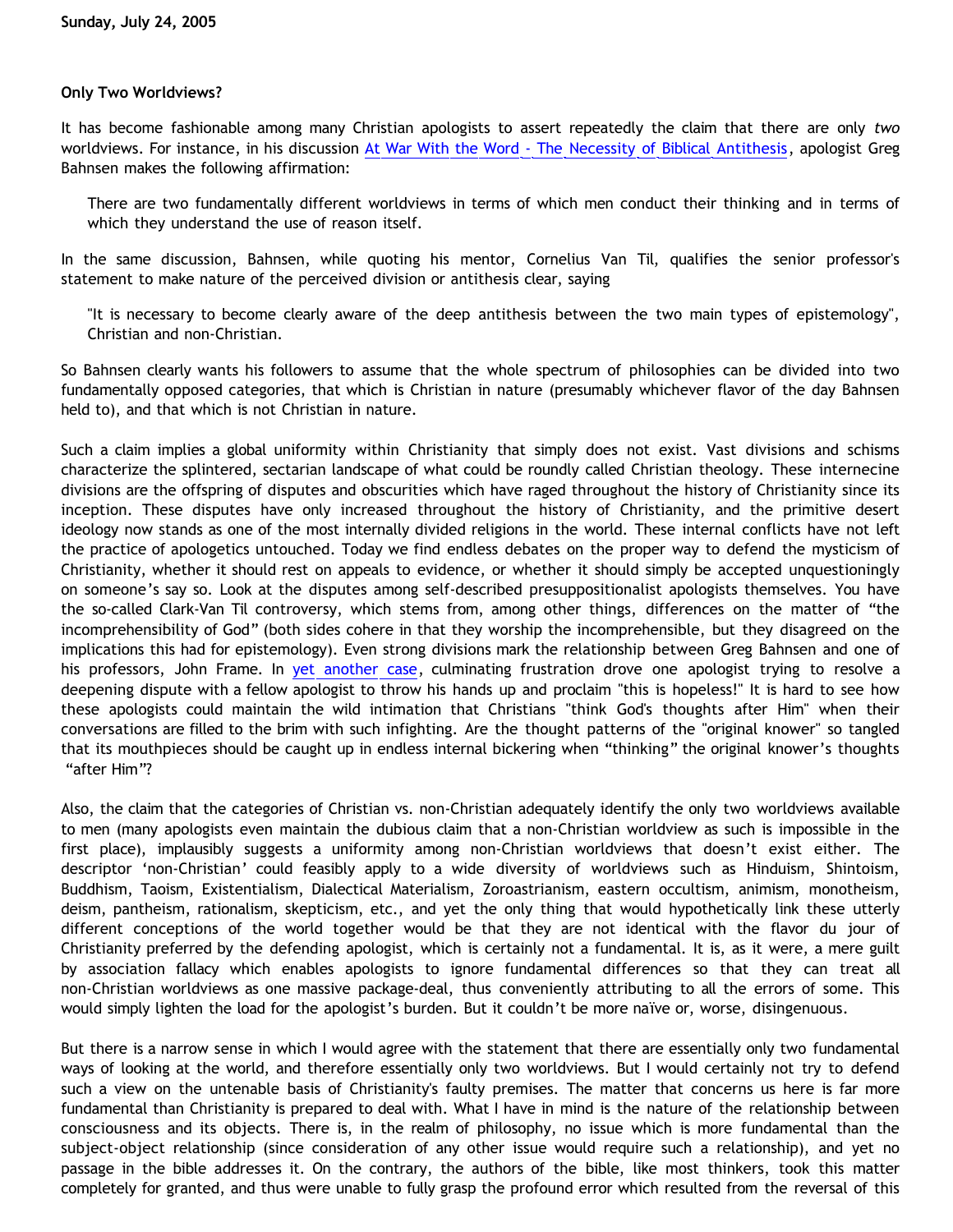Sunday, July 24, 2005

## Only Two Worldviews?

It has become fashionable among many Christian apologists to assert repeatedly the claim that there are only *two* worldviews. For instance, in his discussion At War With the Word - The Necessity of Biblical Antithesis, apologist Greg Bahnsen makes the following affirmation:

> There are two fundamentally different worldviews in terms of which men conduct their thinking and in terms of which they understand the use of reason itself.

In the same discussion, Bahnsen, while quoting his mentor, Cornelius Van Til, qualifies the senior professor's statement to make nature of the perceived division or antithesis clear, saying

> "It is necessary to become clearly aware of the deep antithesis between the two main types of epistemology", Christian and non-Christian.

So Bahnsen clearly wants his followers to assume that the whole spectrum of philosophies can be divided into two fundamentally opposed categories, that which is Christian in nature (presumably whichever flavor of the day Bahnsen held to), and that which is not Christian in nature.

Such a claim implies a global uniformity within Christianity that simply does not exist. Vast divisions and schisms characterize the splintered, sectarian landscape of what could be roundly called Christian theology. These internecine divisions are the offspring of disputes and obscurities which have raged throughout the history of Christianity since its inception. These disputes have only increased throughout the history of Christianity, and the primitive desert ideology now stands as one of the most internally divided religions in the world. These internal conflicts have not left the practice of apologetics untouched. Today we find endless debates on the proper way to defend the mysticism of Christianity, whether it should rest on appeals to evidence, or whether it should simply be accepted unquestioningly on someone's say so. Look at the disputes among self-described presuppositionalist apologists themselves. You have the so-called Clark-Van Til controversy, which stems from, among other things, differences on the matter of "the incomprehensibility of God" (both sides cohere in that they worship the incomprehensible, but they disagreed on the implications this had for epistemology). Even strong divisions mark the relationship between Greg Bahnsen and one of his professors, John Frame. In yet another case, culminating frustration drove one apologist trying to resolve a deepening dispute with a fellow apologist to throw his hands up and proclaim "this is hopeless!" It is hard to see how these apologists could maintain the wild intimation that Christians "think God's thoughts after Him" when their conversations are filled to the brim with such infighting. Are the thought patterns of the "original knower" so tangled that its mouthpieces should be caught up in endless internal bickering when "thinking" the original knower's thoughts "after Him"?

Also, the claim that the categories of Christian vs. non-Christian adequately identify the only two worldviews available to men (many apologists even maintain the dubious claim that a non-Christian worldview as such is impossible in the first place), implausibly suggests a uniformity among non-Christian worldviews that doesn't exist either. The descriptor 'non-Christian' could feasibly apply to a wide diversity of worldviews such as Hinduism, Shintoism, Buddhism, Taoism, Existentialism, Dialectical Materialism, Zoroastrianism, eastern occultism, animism, monotheism, deism, pantheism, rationalism, skepticism, etc., and yet the only thing that would hypothetically link these utterly different conceptions of the world together would be that they are not identical with the flavor du jour of Christianity preferred by the defending apologist, which is certainly not a fundamental. It is, as it were, a mere guilt by association fallacy which enables apologists to ignore fundamental differences so that they can treat all non-Christian worldviews as one massive package-deal, thus conveniently attributing to all the errors of some. This would simply lighten the load for the apologist's burden. But it couldn't be more naïve or, worse, disingenuous.

But there is a narrow sense in which I would agree with the statement that there are essentially only two fundamental ways of looking at the world, and therefore essentially only two worldviews. But I would certainly not try to defend such a view on the untenable basis of Christianity's faulty premises. The matter that concerns us here is far more fundamental than Christianity is prepared to deal with. What I have in mind is the nature of the relationship between consciousness and its objects. There is, in the realm of philosophy, no issue which is more fundamental than the subject-object relationship (since consideration of any other issue would require such a relationship), and yet no passage in the bible addresses it. On the contrary, the authors of the bible, like most thinkers, took this matter completely for granted, and thus were unable to fully grasp the profound error which resulted from the reversal of this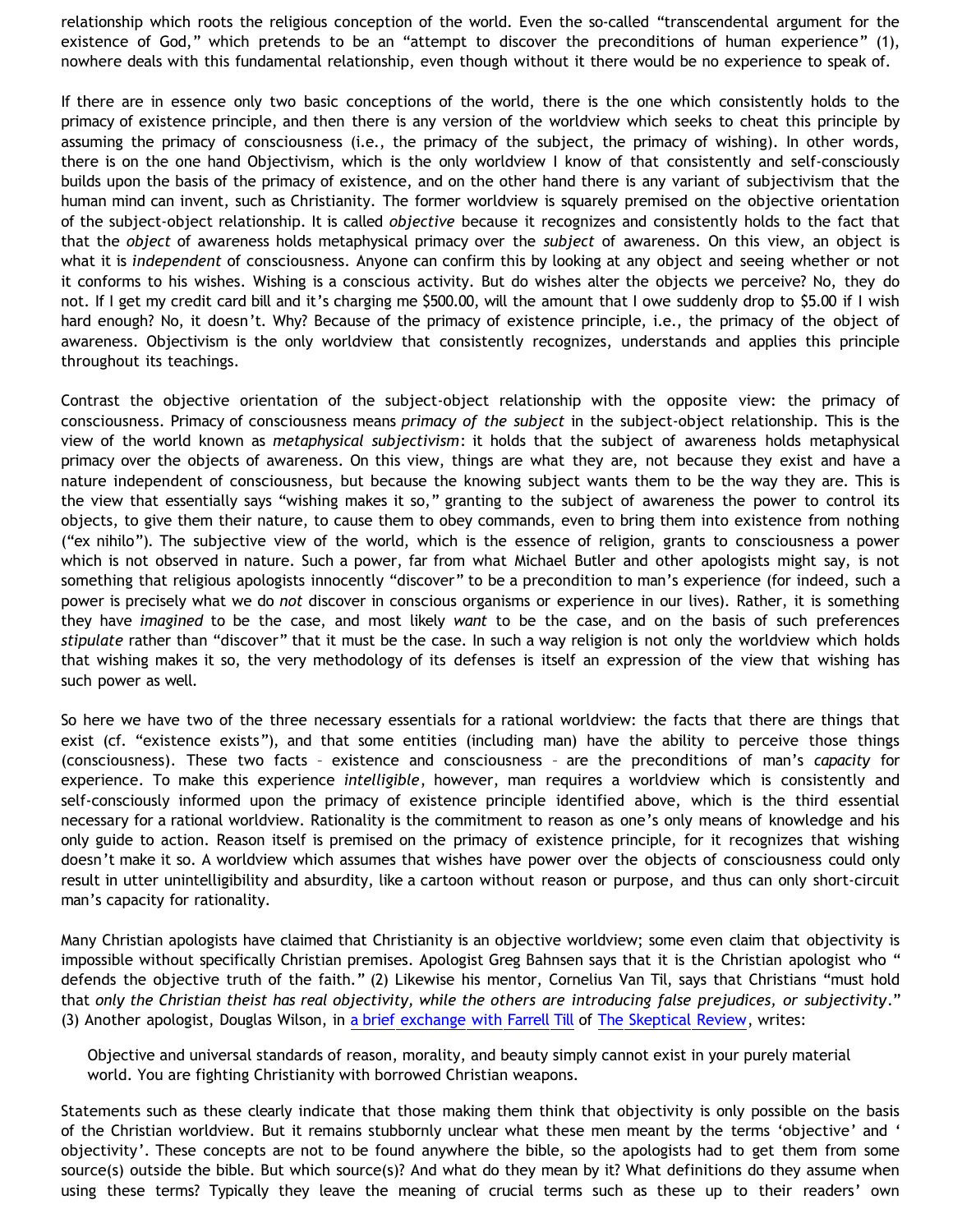relationship which roots the religious conception of the world. Even the so-called "transcendental argument for the existence of God," which pretends to be an "attempt to discover the preconditions of human experience" (1), nowhere deals with this fundamental relationship, even though without it there would be no experience to speak of.

If there are in essence only two basic conceptions of the world, there is the one which consistently holds to the primacy of existence principle, and then there is any version of the worldview which seeks to cheat this principle by assuming the primacy of consciousness (i.e., the primacy of the subject, the primacy of wishing). In other words, there is on the one hand Objectivism, which is the only worldview I know of that consistently and self-consciously builds upon the basis of the primacy of existence, and on the other hand there is any variant of subjectivism that the human mind can invent, such as Christianity. The former worldview is squarely premised on the objective orientation of the subject-object relationship. It is called *objective* because it recognizes and consistently holds to the fact that that the *object* of awareness holds metaphysical primacy over the *subject* of awareness. On this view, an object is what it is *independent* of consciousness. Anyone can confirm this by looking at any object and seeing whether or not it conforms to his wishes. Wishing is a conscious activity. But do wishes alter the objects we perceive? No, they do not. If I get my credit card bill and it's charging me $500.00, will the amount that I owe suddenly drop to $5.00 if I wish hard enough? No, it doesn't. Why? Because of the primacy of existence principle, i.e., the primacy of the object of awareness. Objectivism is the only worldview that consistently recognizes, understands and applies this principle throughout its teachings.

Contrast the objective orientation of the subject-object relationship with the opposite view: the primacy of consciousness. Primacy of consciousness means *primacy of the subject* in the subject-object relationship. This is the view of the world known as *metaphysical subjectivism*: it holds that the subject of awareness holds metaphysical primacy over the objects of awareness. On this view, things are what they are, not because they exist and have a nature independent of consciousness, but because the knowing subject wants them to be the way they are. This is the view that essentially says "wishing makes it so," granting to the subject of awareness the power to control its objects, to give them their nature, to cause them to obey commands, even to bring them into existence from nothing ("ex nihilo"). The subjective view of the world, which is the essence of religion, grants to consciousness a power which is not observed in nature. Such a power, far from what Michael Butler and other apologists might say, is not something that religious apologists innocently "discover" to be a precondition to man's experience (for indeed, such a power is precisely what we do *not* discover in conscious organisms or experience in our lives). Rather, it is something they have *imagined* to be the case, and most likely *want* to be the case, and on the basis of such preferences *stipulate* rather than "discover" that it must be the case. In such a way religion is not only the worldview which holds that wishing makes it so, the very methodology of its defenses is itself an expression of the view that wishing has such power as well.

So here we have two of the three necessary essentials for a rational worldview: the facts that there are things that exist (cf. "existence exists"), and that some entities (including man) have the ability to perceive those things (consciousness). These two facts – existence and consciousness – are the preconditions of man's *capacity* for experience. To make this experience *intelligible*, however, man requires a worldview which is consistently and self-consciously informed upon the primacy of existence principle identified above, which is the third essential necessary for a rational worldview. Rationality is the commitment to reason as one's only means of knowledge and his only guide to action. Reason itself is premised on the primacy of existence principle, for it recognizes that wishing doesn't make it so. A worldview which assumes that wishes have power over the objects of consciousness could only result in utter unintelligibility and absurdity, like a cartoon without reason or purpose, and thus can only short-circuit man's capacity for rationality.

Many Christian apologists have claimed that Christianity is an objective worldview; some even claim that objectivity is impossible without specifically Christian premises. Apologist Greg Bahnsen says that it is the Christian apologist who " defends the objective truth of the faith." (2) Likewise his mentor, Cornelius Van Til, says that Christians "must hold that *only the Christian theist has real objectivity, while the others are introducing false prejudices, or subjectivity*." (3) Another apologist, Douglas Wilson, in a brief exchange with Farrell Till of The Skeptical Review, writes:

> Objective and universal standards of reason, morality, and beauty simply cannot exist in your purely material world. You are fighting Christianity with borrowed Christian weapons.

Statements such as these clearly indicate that those making them think that objectivity is only possible on the basis of the Christian worldview. But it remains stubbornly unclear what these men meant by the terms 'objective' and ' objectivity'. These concepts are not to be found anywhere the bible, so the apologists had to get them from some source(s) outside the bible. But which source(s)? And what do they mean by it? What definitions do they assume when using these terms? Typically they leave the meaning of crucial terms such as these up to their readers' own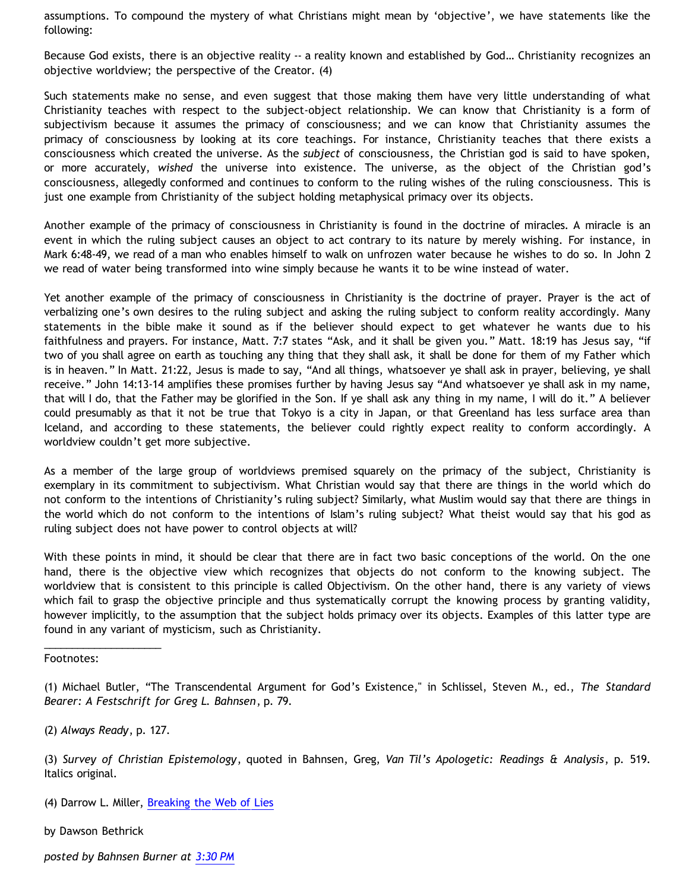assumptions. To compound the mystery of what Christians might mean by 'objective', we have statements like the following:

Because God exists, there is an objective reality -- a reality known and established by God… Christianity recognizes an objective worldview; the perspective of the Creator. (4)

Such statements make no sense, and even suggest that those making them have very little understanding of what Christianity teaches with respect to the subject-object relationship. We can know that Christianity is a form of subjectivism because it assumes the primacy of consciousness; and we can know that Christianity assumes the primacy of consciousness by looking at its core teachings. For instance, Christianity teaches that there exists a consciousness which created the universe. As the *subject* of consciousness, the Christian god is said to have spoken, or more accurately, *wished* the universe into existence. The universe, as the object of the Christian god's consciousness, allegedly conformed and continues to conform to the ruling wishes of the ruling consciousness. This is just one example from Christianity of the subject holding metaphysical primacy over its objects.

Another example of the primacy of consciousness in Christianity is found in the doctrine of miracles. A miracle is an event in which the ruling subject causes an object to act contrary to its nature by merely wishing. For instance, in Mark 6:48-49, we read of a man who enables himself to walk on unfrozen water because he wishes to do so. In John 2 we read of water being transformed into wine simply because he wants it to be wine instead of water.

Yet another example of the primacy of consciousness in Christianity is the doctrine of prayer. Prayer is the act of verbalizing one's own desires to the ruling subject and asking the ruling subject to conform reality accordingly. Many statements in the bible make it sound as if the believer should expect to get whatever he wants due to his faithfulness and prayers. For instance, Matt. 7:7 states "Ask, and it shall be given you." Matt. 18:19 has Jesus say, "if two of you shall agree on earth as touching any thing that they shall ask, it shall be done for them of my Father which is in heaven." In Matt. 21:22, Jesus is made to say, "And all things, whatsoever ye shall ask in prayer, believing, ye shall receive." John 14:13-14 amplifies these promises further by having Jesus say "And whatsoever ye shall ask in my name, that will I do, that the Father may be glorified in the Son. If ye shall ask any thing in my name, I will do it." A believer could presumably as that it not be true that Tokyo is a city in Japan, or that Greenland has less surface area than Iceland, and according to these statements, the believer could rightly expect reality to conform accordingly. A worldview couldn't get more subjective.

As a member of the large group of worldviews premised squarely on the primacy of the subject, Christianity is exemplary in its commitment to subjectivism. What Christian would say that there are things in the world which do not conform to the intentions of Christianity's ruling subject? Similarly, what Muslim would say that there are things in the world which do not conform to the intentions of Islam's ruling subject? What theist would say that his god as ruling subject does not have power to control objects at will?

With these points in mind, it should be clear that there are in fact two basic conceptions of the world. On the one hand, there is the objective view which recognizes that objects do not conform to the knowing subject. The worldview that is consistent to this principle is called Objectivism. On the other hand, there is any variety of views which fail to grasp the objective principle and thus systematically corrupt the knowing process by granting validity, however implicitly, to the assumption that the subject holds primacy over its objects. Examples of this latter type are found in any variant of mysticism, such as Christianity.

____________________

Footnotes:

(1) Michael Butler, "The Transcendental Argument for God's Existence," in Schlissel, Steven M., ed., *The Standard Bearer: A Festschrift for Greg L. Bahnsen*, p. 79.

(2) *Always Ready*, p. 127.

(3) *Survey of Christian Epistemology*, quoted in Bahnsen, Greg, *Van Til's Apologetic: Readings & Analysis*, p. 519. Italics original.

(4) Darrow L. Miller, Breaking the Web of Lies

by Dawson Bethrick

*posted by Bahnsen Burner at 3:30 PM*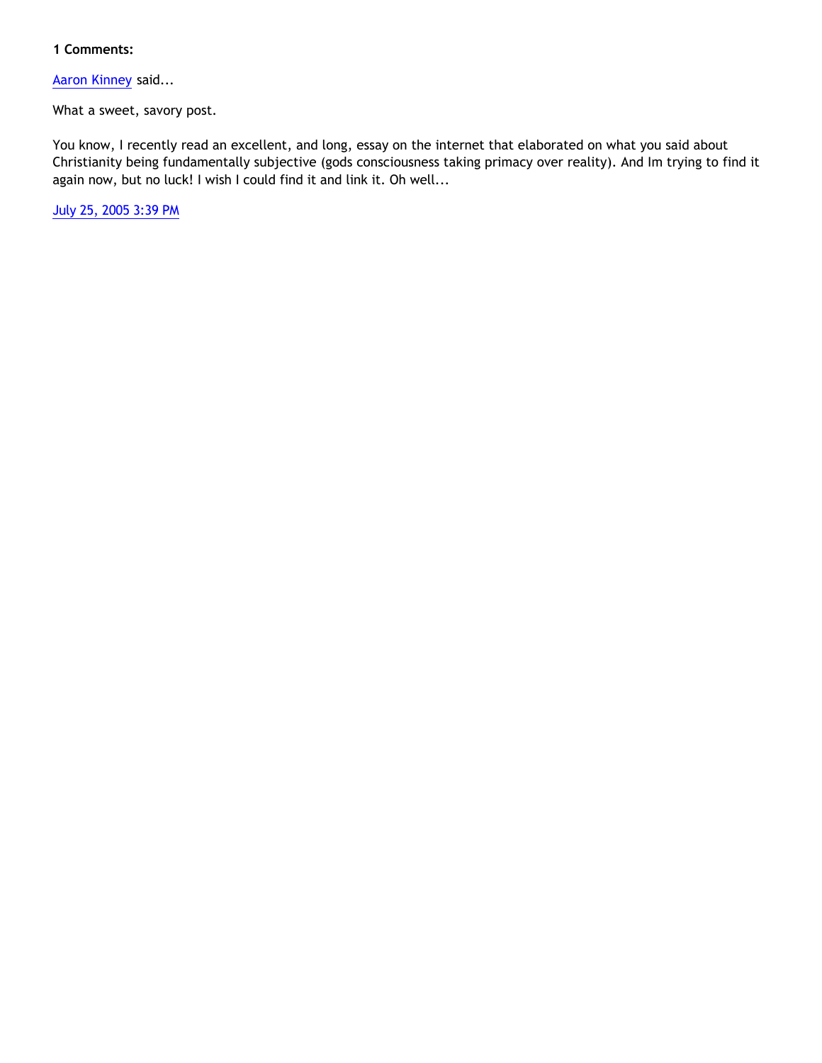**1 Comments:**

Aaron Kinney said...

What a sweet, savory post.

You know, I recently read an excellent, and long, essay on the internet that elaborated on what you said about Christianity being fundamentally subjective (gods consciousness taking primacy over reality). And Im trying to find it again now, but no luck! I wish I could find it and link it. Oh well...

July 25, 2005 3:39 PM